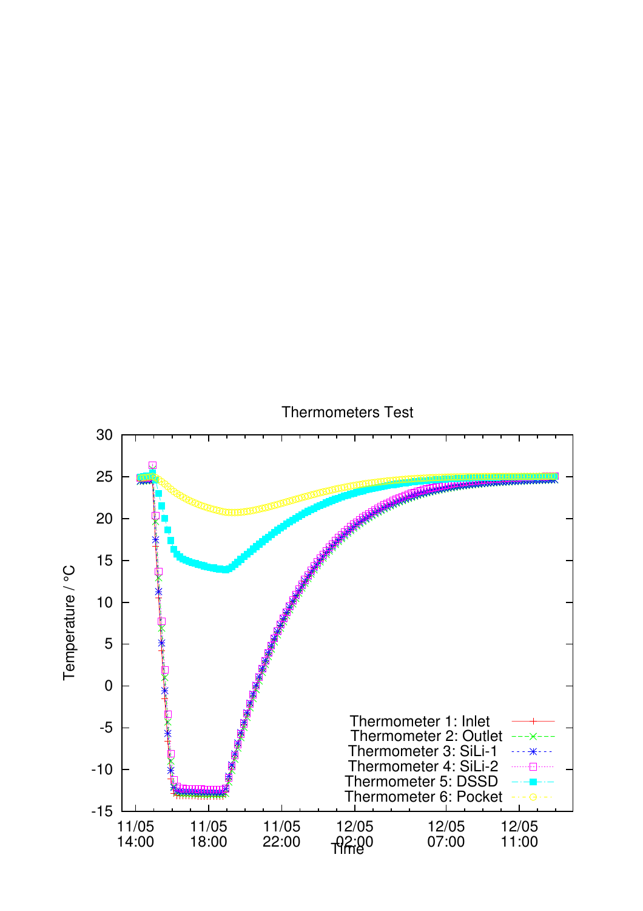Thermometers Test

Temperature / °C

Time

| Label | Time |
|---|---|
| 11/05 | 14:00 |
| 11/05 | 18:00 |
| 11/05 | 22:00 |
| 12/05 | 02:00 |
| 12/05 | 07:00 |
| 12/05 | 11:00 |

- Thermometer 1: Inlet
- Thermometer 2: Outlet
- Thermometer 3: SiLi-1
- Thermometer 4: SiLi-2
- Thermometer 5: DSSD
- Thermometer 6: Pocket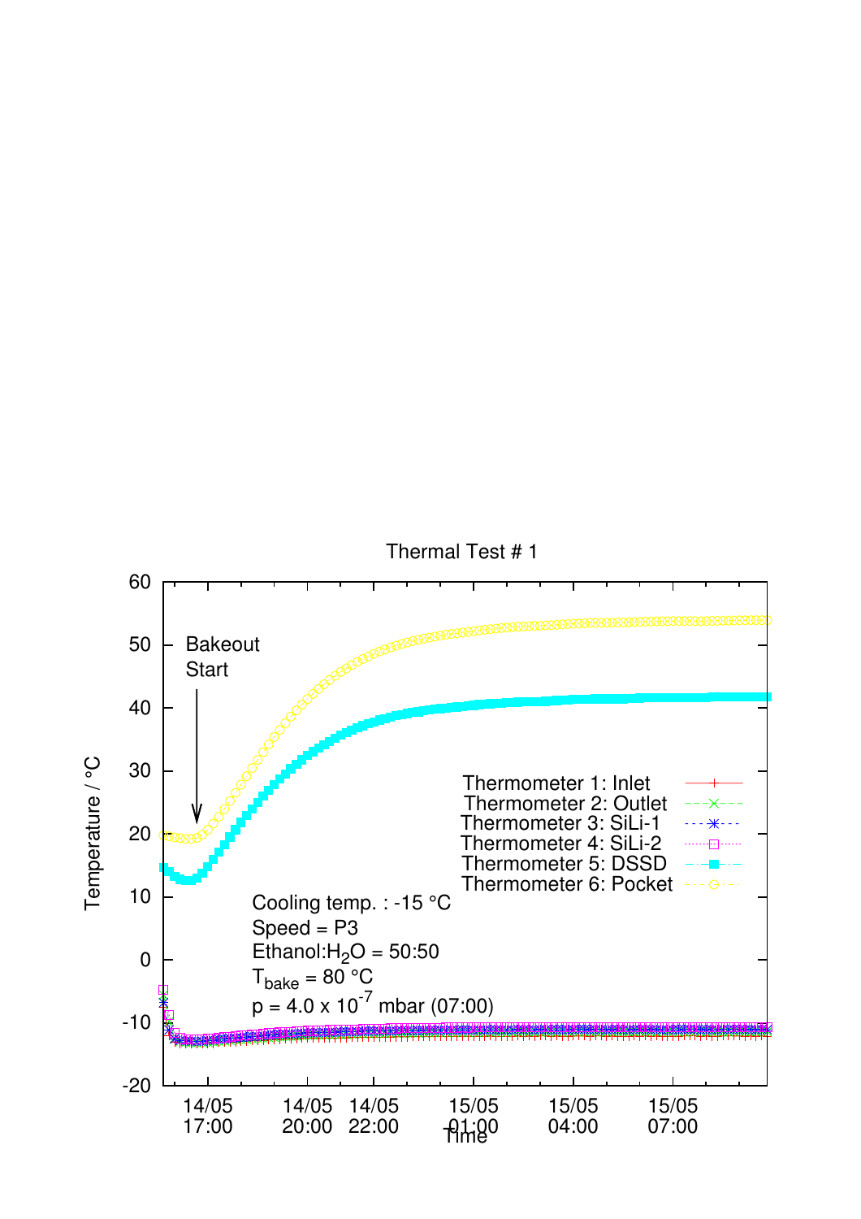Thermal Test # 1

Bakeout Start

Temperature / °C

60, 50, 40, 30, 20, 10, 0, -10, -20

Thermometer 1: Inlet
Thermometer 2: Outlet
Thermometer 3: SiLi-1
Thermometer 4: SiLi-2
Thermometer 5: DSSD
Thermometer 6: Pocket

Cooling temp. : -15 °C
Speed = P3
Ethanol:$H_2O$ = 50:50
$T_{bake}$ = 80 °C
p = 4.0 x $10^{-7}$ mbar (07:00)

14/05 17:00 | 14/05 20:00 | 14/05 22:00 | 15/05 01:00 | 15/05 04:00 | 15/05 07:00

Time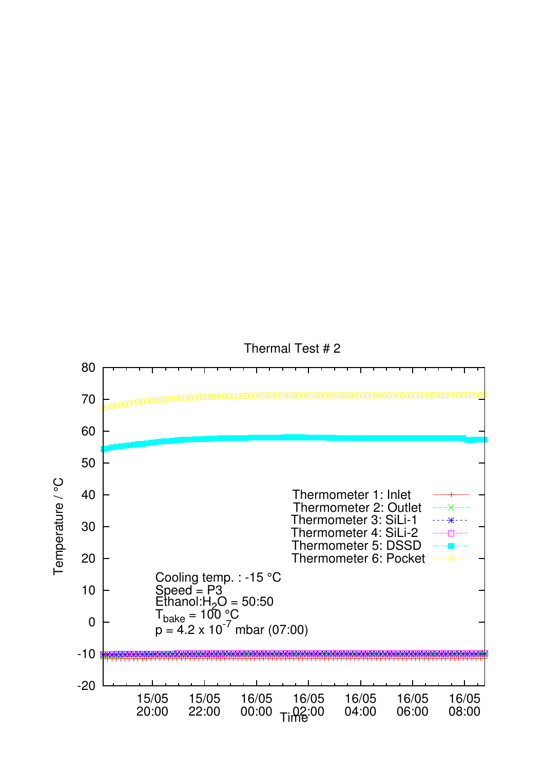Thermal Test # 2

Temperature / °C

Time

| | | | | | | |
|---|---|---|---|---|---|---|
| 15/05 20:00 | 15/05 22:00 | 16/05 00:00 | 16/05 02:00 | 16/05 04:00 | 16/05 06:00 | 16/05 08:00 |

Thermometer 1: Inlet
Thermometer 2: Outlet
Thermometer 3: SiLi-1
Thermometer 4: SiLi-2
Thermometer 5: DSSD
Thermometer 6: Pocket

Cooling temp. : -15 °C
Speed = P3
Ethanol:$H_2O$ = 50:50
$T_{bake}$ = 100 °C
p = 4.2 x $10^{-7}$ mbar (07:00)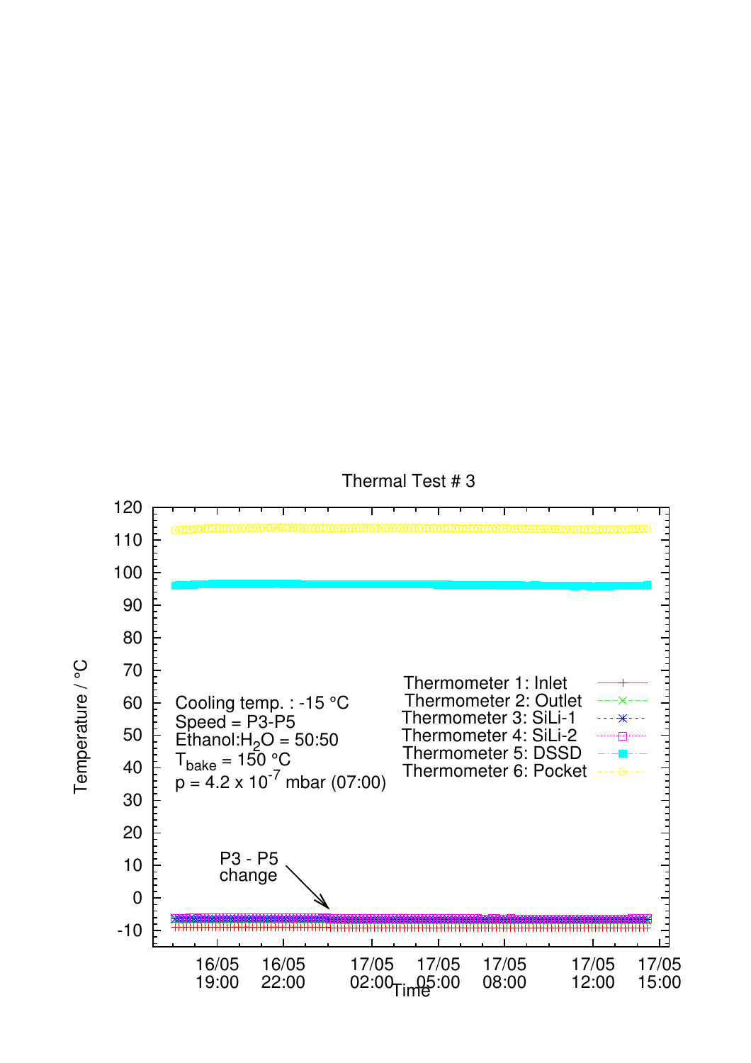Thermal Test # 3

Temperature / °C

Time

Cooling temp. : -15 °C
Speed = P3-P5
Ethanol:$H_2O$ = 50:50
$T_{bake}$ = 150 °C
p = 4.2 x $10^{-7}$ mbar (07:00)

Thermometer 1: Inlet
Thermometer 2: Outlet
Thermometer 3: SiLi-1
Thermometer 4: SiLi-2
Thermometer 5: DSSD
Thermometer 6: Pocket

P3 - P5 change

16/05 19:00, 16/05 22:00, 17/05 02:00, 17/05 05:00, 17/05 08:00, 17/05 12:00, 17/05 15:00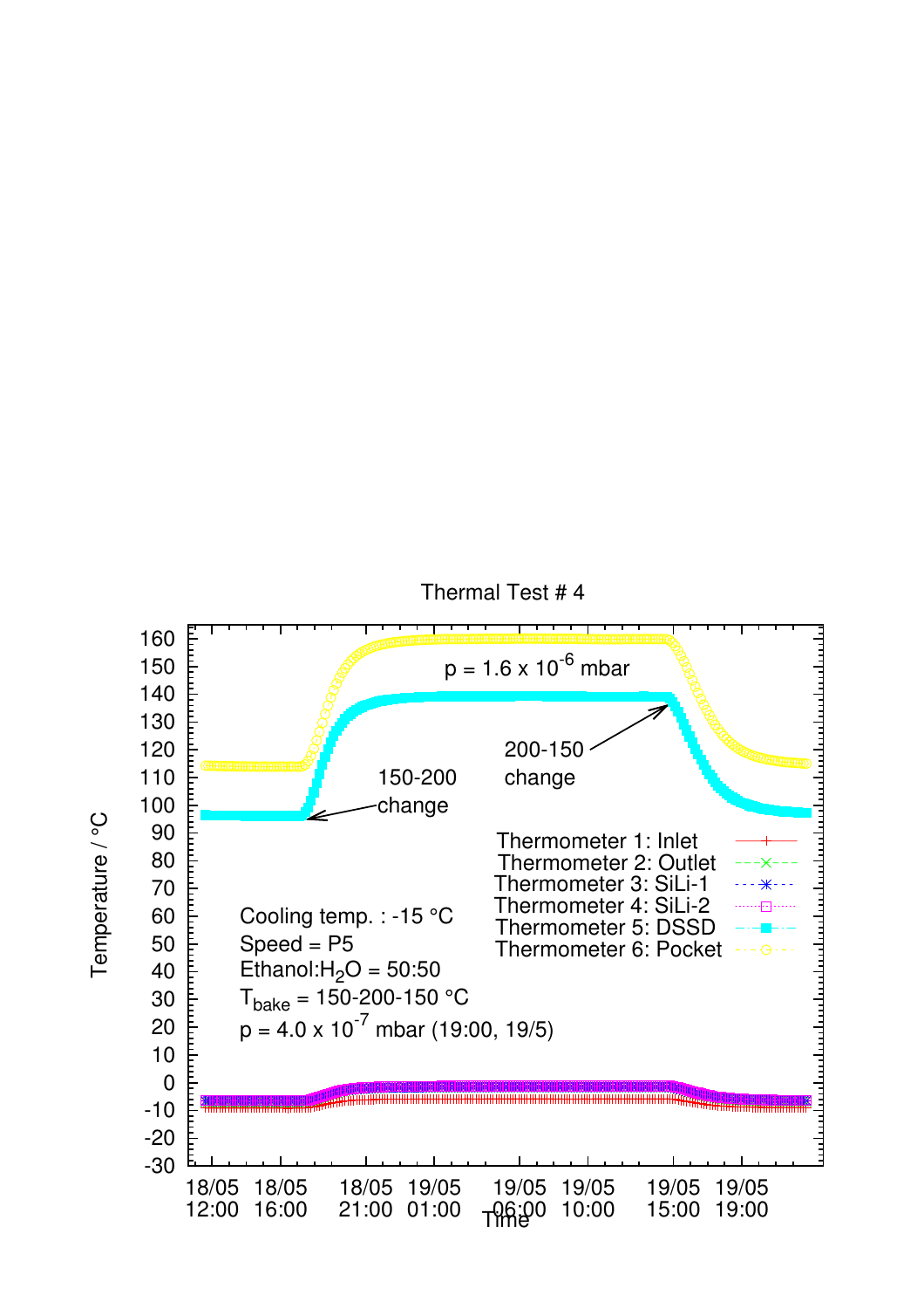Thermal Test # 4

p = 1.6 x $10^{-6}$ mbar

150-200 change

200-150 change

Thermometer 1: Inlet
Thermometer 2: Outlet
Thermometer 3: SiLi-1
Thermometer 4: SiLi-2
Thermometer 5: DSSD
Thermometer 6: Pocket

Cooling temp. : -15 °C
Speed = P5
Ethanol:$H_2O$ = 50:50
$T_{bake}$ = 150-200-150 °C
p = 4.0 x $10^{-7}$ mbar (19:00, 19/5)

Temperature / °C

Time

18/05 12:00, 18/05 16:00, 18/05 21:00, 19/05 01:00, 19/05 06:00, 19/05 10:00, 19/05 15:00, 19/05 19:00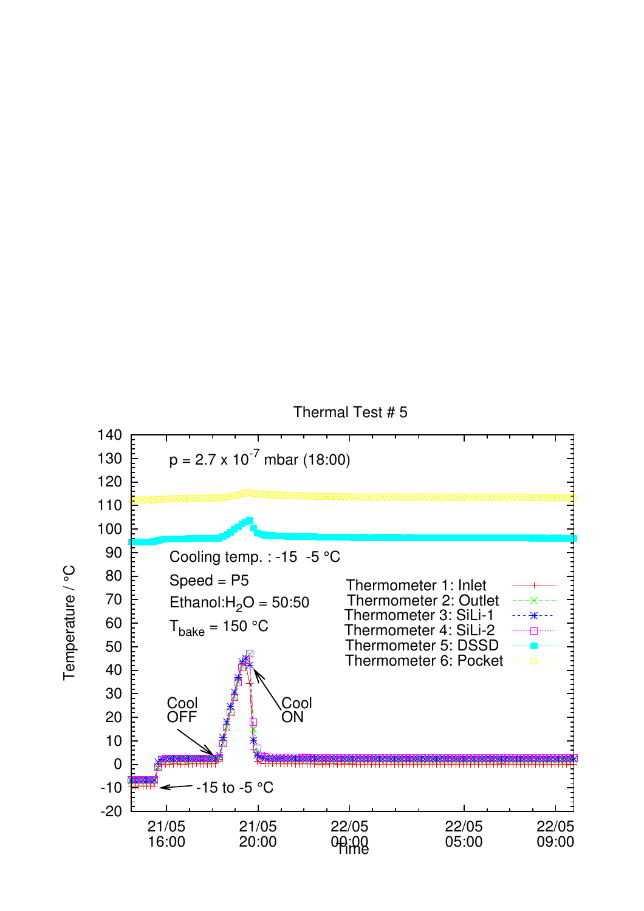Thermal Test # 5

p = 2.7 x $10^{-7}$ mbar (18:00)

Cooling temp. : -15  -5 °C

Speed = P5

Ethanol:$H_2O$ = 50:50

$T_{bake}$ = 150 °C

Thermometer 1: Inlet
Thermometer 2: Outlet
Thermometer 3: SiLi-1
Thermometer 4: SiLi-2
Thermometer 5: DSSD
Thermometer 6: Pocket

Cool OFF

Cool ON

-15 to -5 °C

Temperature / °C

Time

21/05 16:00 | 21/05 20:00 | 22/05 00:00 | 22/05 05:00 | 22/05 09:00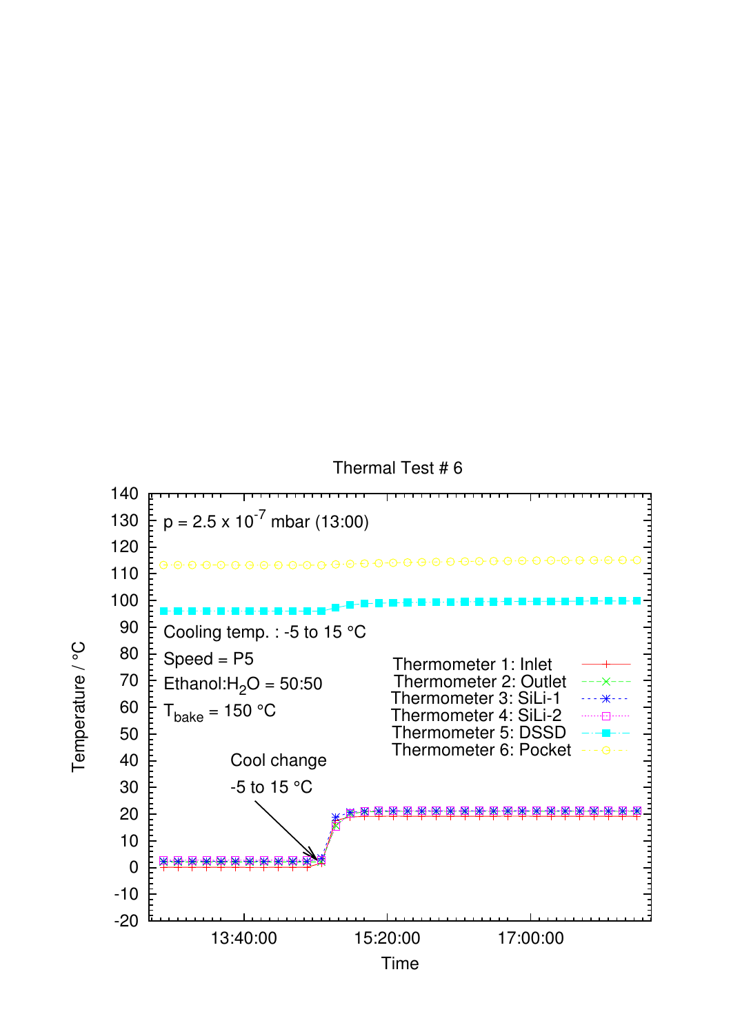Thermal Test # 6

$p = 2.5 \times 10^{-7}$ mbar (13:00)

Cooling temp. : -5 to 15 °C

Speed = P5

Ethanol:$H_2O$ = 50:50

$T_{bake}$ = 150 °C

Cool change

-5 to 15 °C

Thermometer 1: Inlet

Thermometer 2: Outlet

Thermometer 3: SiLi-1

Thermometer 4: SiLi-2

Thermometer 5: DSSD

Thermometer 6: Pocket

Temperature / °C

Time

13:40:00 15:20:00 17:00:00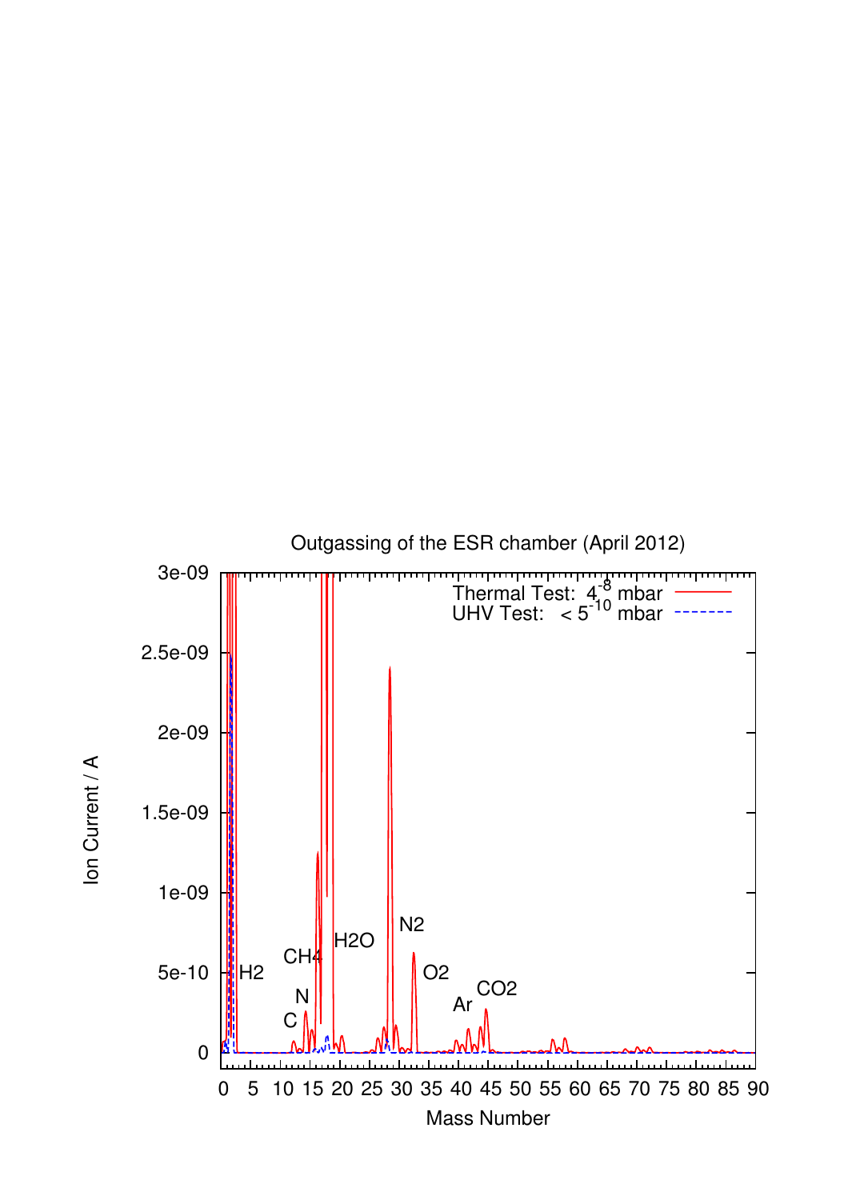Outgassing of the ESR chamber (April 2012)

Thermal Test: $4^{-8}$ mbar

UHV Test: $< 5^{-10}$ mbar

Ion Current / A

Mass Number

3e-09
2.5e-09
2e-09
1.5e-09
1e-09
5e-10
0

0 5 10 15 20 25 30 35 40 45 50 55 60 65 70 75 80 85 90

H2
C
N
CH4
H2O
N2
O2
Ar
CO2